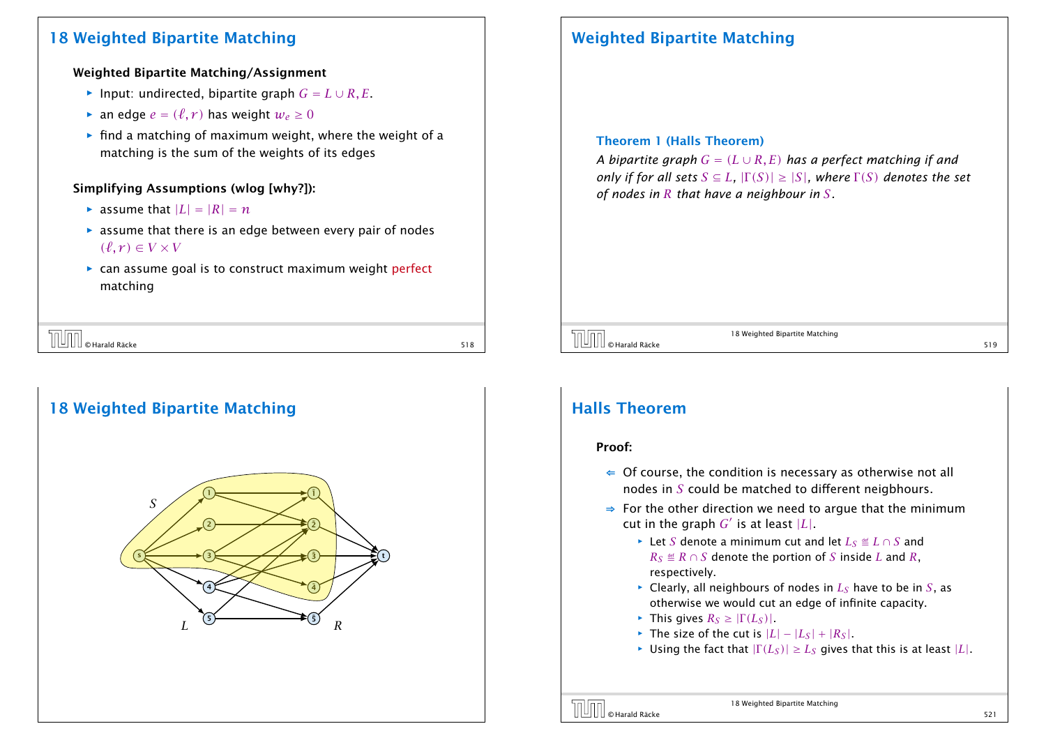## 18 Weighted Bipartite Matching

**Weighted Bipartite Matching/Assignment**

- Input: undirected, bipartite graph $G = L \cup R, E$.
- an edge $e = (\ell, r)$ has weight $w_e \geq 0$
- find a matching of maximum weight, where the weight of a matching is the sum of the weights of its edges

**Simplifying Assumptions (wlog [why?]):**

- assume that $|L| = |R| = n$
- assume that there is an edge between every pair of nodes $(\ell, r) \in V \times V$
- can assume goal is to construct maximum weight perfect matching

## Weighted Bipartite Matching

**Theorem 1 (Halls Theorem)**
*A bipartite graph $G = (L \cup R, E)$ has a perfect matching if and only if for all sets $S \subseteq L$, $|\Gamma(S)| \geq |S|$, where $\Gamma(S)$ denotes the set of nodes in $R$ that have a neighbour in $S$.*

## 18 Weighted Bipartite Matching

## Halls Theorem

**Proof:**

- $\Leftarrow$ Of course, the condition is necessary as otherwise not all nodes in $S$ could be matched to different neigbhours.
- $\Rightarrow$ For the other direction we need to argue that the minimum cut in the graph $G'$ is at least $|L|$.
  - Let $S$ denote a minimum cut and let $L_S \cong L \cap S$ and $R_S \cong R \cap S$ denote the portion of $S$ inside $L$ and $R$, respectively.
  - Clearly, all neighbours of nodes in $L_S$ have to be in $S$, as otherwise we would cut an edge of infinite capacity.
  - This gives $R_S \geq |\Gamma(L_S)|$.
  - The size of the cut is $|L| - |L_S| + |R_S|$.
  - Using the fact that $|\Gamma(L_S)| \geq L_S$ gives that this is at least $|L|$.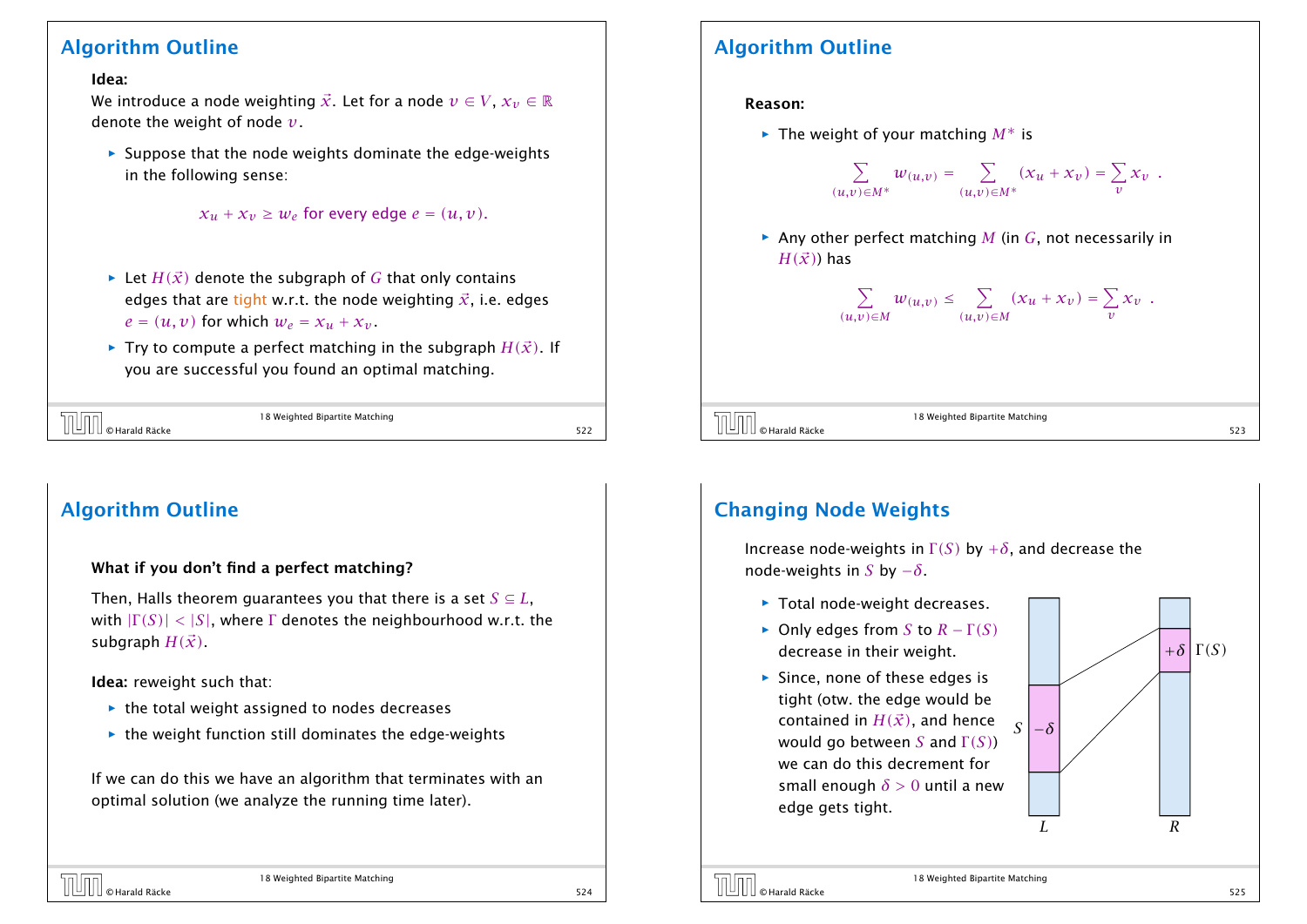## Algorithm Outline

**Idea:**
We introduce a node weighting $\vec{x}$. Let for a node $v \in V$, $x_v \in \mathbb{R}$ denote the weight of node $v$.

- Suppose that the node weights dominate the edge-weights in the following sense:

  $$x_u + x_v \geq w_e \text{ for every edge } e = (u, v).$$

- Let $H(\vec{x})$ denote the subgraph of $G$ that only contains edges that are tight w.r.t. the node weighting $\vec{x}$, i.e. edges $e = (u, v)$ for which $w_e = x_u + x_v$.
- Try to compute a perfect matching in the subgraph $H(\vec{x})$. If you are successful you found an optimal matching.

## Algorithm Outline

**Reason:**

- The weight of your matching $M^*$ is

  $$\sum_{(u,v) \in M^*} w_{(u,v)} = \sum_{(u,v) \in M^*} (x_u + x_v) = \sum_v x_v \ .$$

- Any other perfect matching $M$ (in $G$, not necessarily in $H(\vec{x})$) has

  $$\sum_{(u,v) \in M} w_{(u,v)} \leq \sum_{(u,v) \in M} (x_u + x_v) = \sum_v x_v \ .$$

## Algorithm Outline

**What if you don't find a perfect matching?**

Then, Halls theorem guarantees you that there is a set $S \subseteq L$, with $|\Gamma(S)| < |S|$, where $\Gamma$ denotes the neighbourhood w.r.t. the subgraph $H(\vec{x})$.

**Idea:** reweight such that:

- the total weight assigned to nodes decreases
- the weight function still dominates the edge-weights

If we can do this we have an algorithm that terminates with an optimal solution (we analyze the running time later).

## Changing Node Weights

Increase node-weights in $\Gamma(S)$ by $+\delta$, and decrease the node-weights in $S$ by $-\delta$.

- Total node-weight decreases.
- Only edges from $S$ to $R - \Gamma(S)$ decrease in their weight.
- Since, none of these edges is tight (otw. the edge would be contained in $H(\vec{x})$, and hence would go between $S$ and $\Gamma(S)$) we can do this decrement for small enough $\delta > 0$ until a new edge gets tight.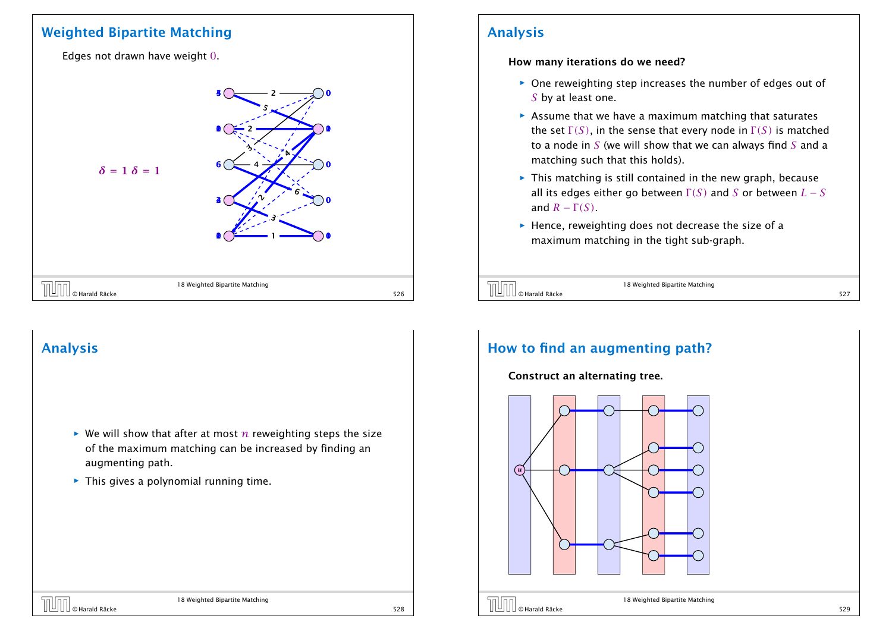## Weighted Bipartite Matching

Edges not drawn have weight $0$.

$\delta = 1$ $\delta = 1$

## Analysis

**How many iterations do we need?**

- One reweighting step increases the number of edges out of $S$ by at least one.
- Assume that we have a maximum matching that saturates the set $\Gamma(S)$, in the sense that every node in $\Gamma(S)$ is matched to a node in $S$ (we will show that we can always find $S$ and a matching such that this holds).
- This matching is still contained in the new graph, because all its edges either go between $\Gamma(S)$ and $S$ or between $L - S$ and $R - \Gamma(S)$.
- Hence, reweighting does not decrease the size of a maximum matching in the tight sub-graph.

## Analysis

- We will show that after at most $n$ reweighting steps the size of the maximum matching can be increased by finding an augmenting path.
- This gives a polynomial running time.

## How to find an augmenting path?

**Construct an alternating tree.**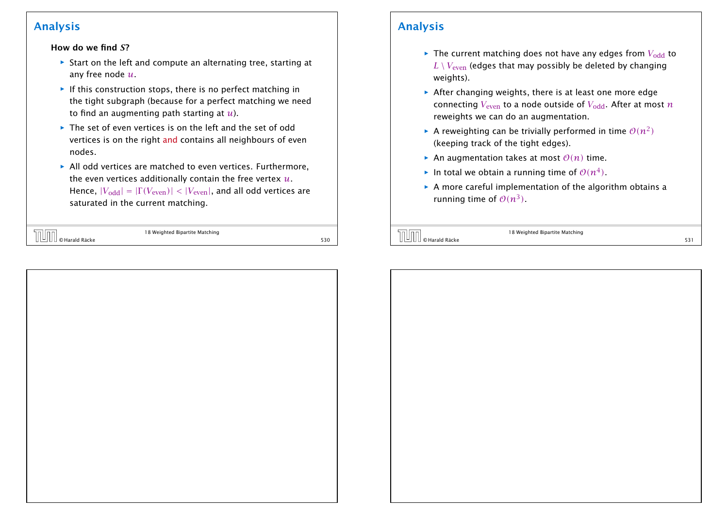## Analysis

**How do we find $S$?**

- Start on the left and compute an alternating tree, starting at any free node $u$.
- If this construction stops, there is no perfect matching in the tight subgraph (because for a perfect matching we need to find an augmenting path starting at $u$).
- The set of even vertices is on the left and the set of odd vertices is on the right and contains all neighbours of even nodes.
- All odd vertices are matched to even vertices. Furthermore, the even vertices additionally contain the free vertex $u$. Hence, $|V_{\text{odd}}| = |\Gamma(V_{\text{even}})| < |V_{\text{even}}|$, and all odd vertices are saturated in the current matching.

## Analysis

- The current matching does not have any edges from $V_{\text{odd}}$ to $L \setminus V_{\text{even}}$ (edges that may possibly be deleted by changing weights).
- After changing weights, there is at least one more edge connecting $V_{\text{even}}$ to a node outside of $V_{\text{odd}}$. After at most $n$ reweights we can do an augmentation.
- A reweighting can be trivially performed in time $\mathcal{O}(n^2)$ (keeping track of the tight edges).
- An augmentation takes at most $\mathcal{O}(n)$ time.
- In total we obtain a running time of $\mathcal{O}(n^4)$.
- A more careful implementation of the algorithm obtains a running time of $\mathcal{O}(n^3)$.